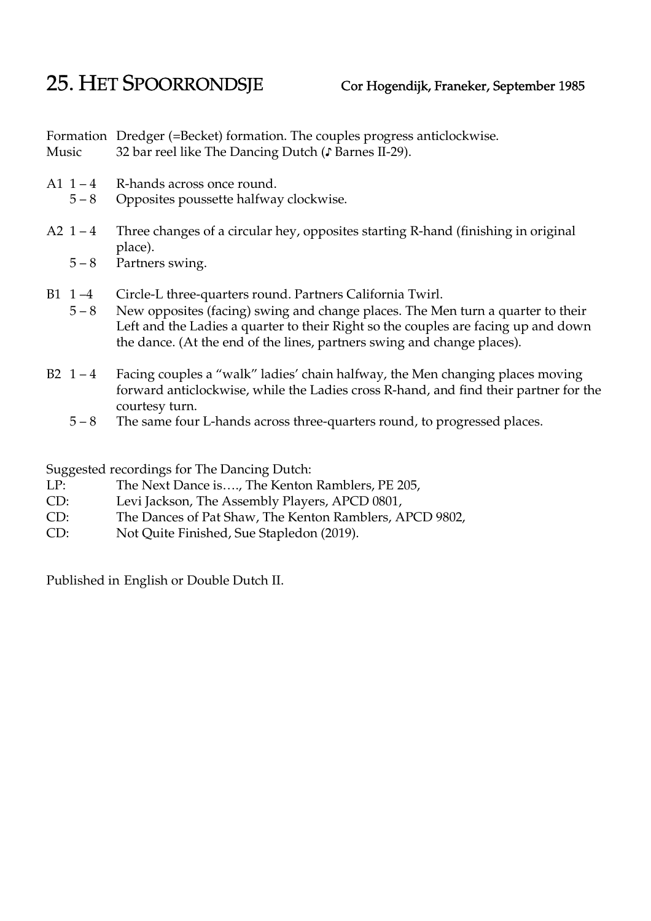# 25. HET SPOORRONDSJE

**Cor Hogendijk, Franeker, September 1985**

| | |
|---|---|
| Formation | Dredger (=Becket) formation. The couples progress anticlockwise. |
| Music | 32 bar reel like The Dancing Dutch (♪ Barnes II-29). |

| | | |
|---|---|---|
| A1 | 1 – 4 | R-hands across once round. |
| | 5 – 8 | Opposites poussette halfway clockwise. |
| A2 | 1 – 4 | Three changes of a circular hey, opposites starting R-hand (finishing in original place). |
| | 5 – 8 | Partners swing. |
| B1 | 1 –4 | Circle-L three-quarters round. Partners California Twirl. |
| | 5 – 8 | New opposites (facing) swing and change places. The Men turn a quarter to their Left and the Ladies a quarter to their Right so the couples are facing up and down the dance. (At the end of the lines, partners swing and change places). |
| B2 | 1 – 4 | Facing couples a "walk" ladies' chain halfway, the Men changing places moving forward anticlockwise, while the Ladies cross R-hand, and find their partner for the courtesy turn. |
| | 5 – 8 | The same four L-hands across three-quarters round, to progressed places. |

Suggested recordings for The Dancing Dutch:

| | |
|---|---|
| LP: | The Next Dance is…., The Kenton Ramblers, PE 205, |
| CD: | Levi Jackson, The Assembly Players, APCD 0801, |
| CD: | The Dances of Pat Shaw, The Kenton Ramblers, APCD 9802, |
| CD: | Not Quite Finished, Sue Stapledon (2019). |

Published in English or Double Dutch II.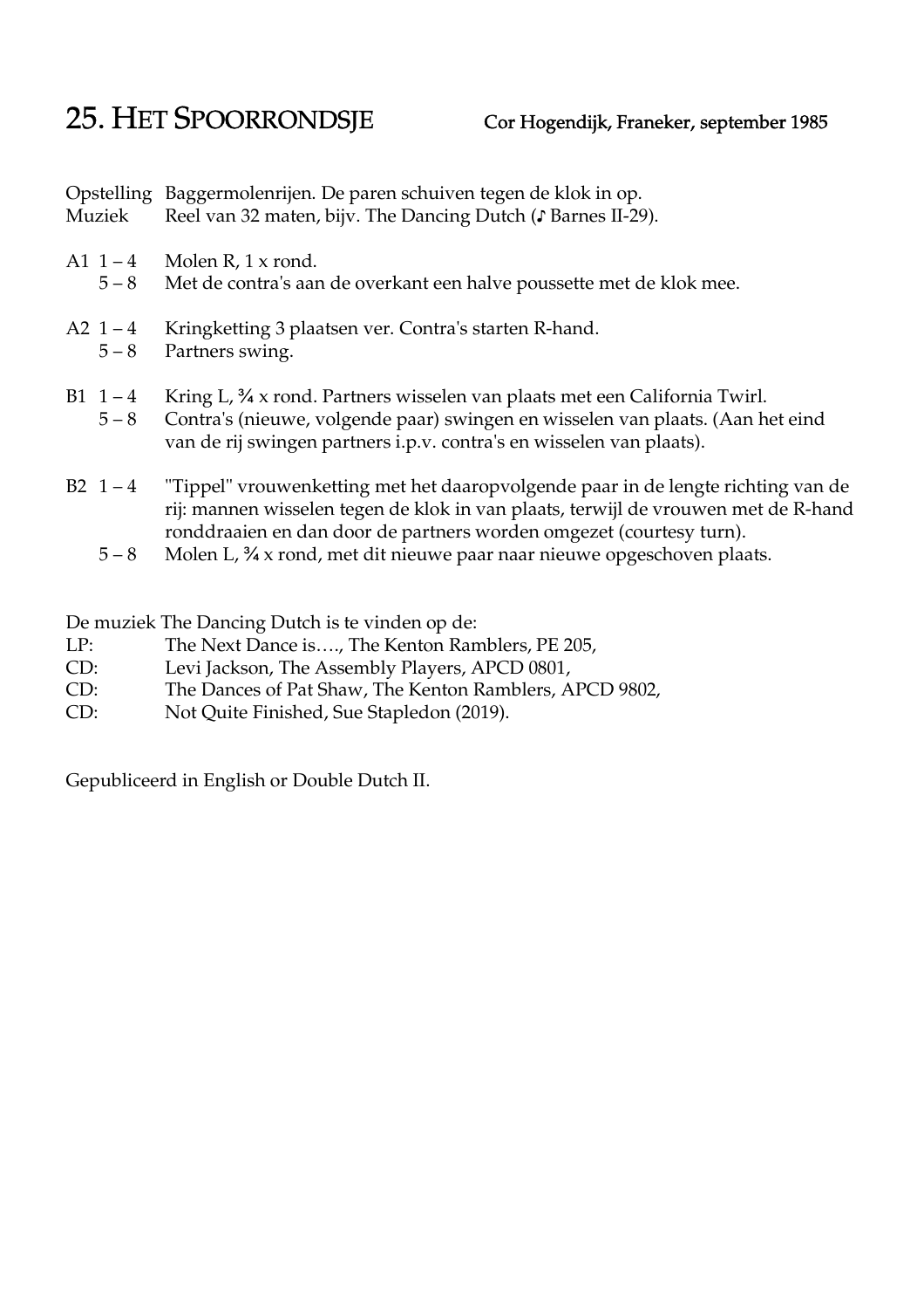# 25. HET SPOORRONDSJE

**Cor Hogendijk, Franeker, september 1985**

| | |
|---|---|
| Opstelling | Baggermolenrijen. De paren schuiven tegen de klok in op. |
| Muziek | Reel van 32 maten, bijv. The Dancing Dutch (♪ Barnes II-29). |

| | | |
|---|---|---|
| A1 | 1 – 4 | Molen R, 1 x rond. |
| | 5 – 8 | Met de contra's aan de overkant een halve poussette met de klok mee. |
| A2 | 1 – 4 | Kringketting 3 plaatsen ver. Contra's starten R-hand. |
| | 5 – 8 | Partners swing. |
| B1 | 1 – 4 | Kring L, ¾ x rond. Partners wisselen van plaats met een California Twirl. |
| | 5 – 8 | Contra's (nieuwe, volgende paar) swingen en wisselen van plaats. (Aan het eind van de rij swingen partners i.p.v. contra's en wisselen van plaats). |
| B2 | 1 – 4 | "Tippel" vrouwenketting met het daaropvolgende paar in de lengte richting van de rij: mannen wisselen tegen de klok in van plaats, terwijl de vrouwen met de R-hand ronddraaien en dan door de partners worden omgezet (courtesy turn). |
| | 5 – 8 | Molen L, ¾ x rond, met dit nieuwe paar naar nieuwe opgeschoven plaats. |

De muziek The Dancing Dutch is te vinden op de:

| | |
|---|---|
| LP: | The Next Dance is…., The Kenton Ramblers, PE 205, |
| CD: | Levi Jackson, The Assembly Players, APCD 0801, |
| CD: | The Dances of Pat Shaw, The Kenton Ramblers, APCD 9802, |
| CD: | Not Quite Finished, Sue Stapledon (2019). |

Gepubliceerd in English or Double Dutch II.